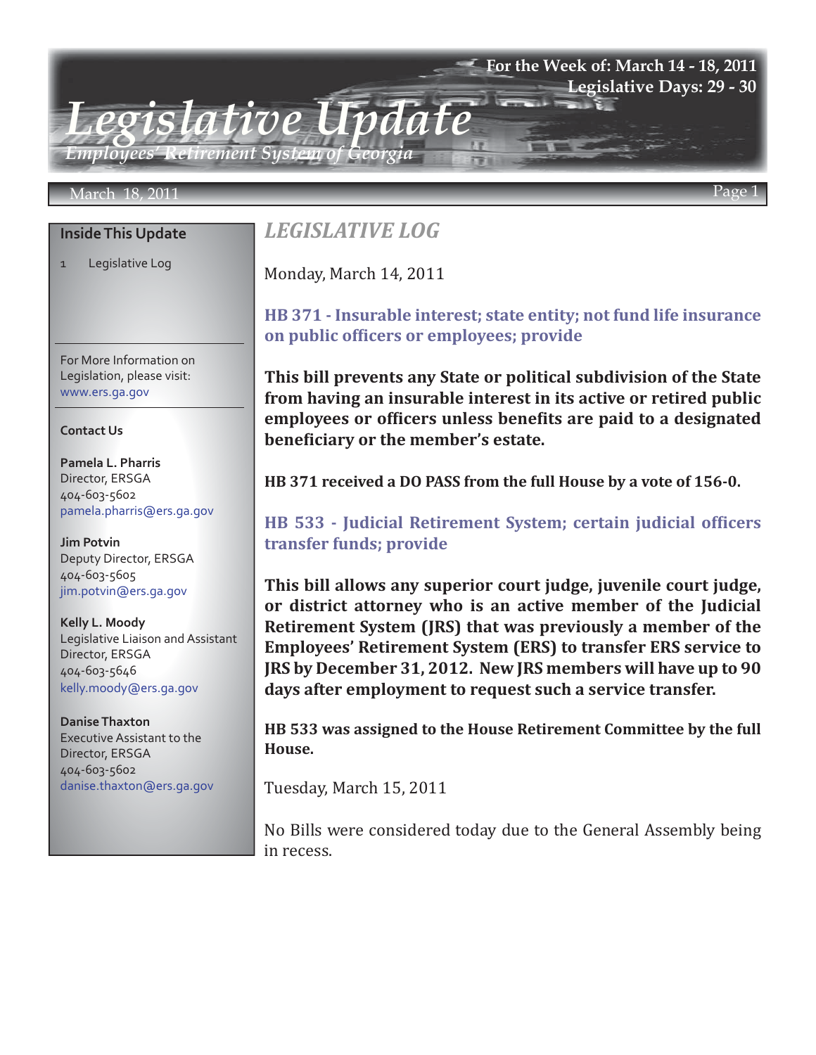# Legislative Update

*Employees' Retirement System of Georgia*

**For the Week of: March 14 - 18, 2011**
**Legislative Days: 29 - 30**

March 18, 2011

## *LEGISLATIVE LOG*

Monday, March 14, 2011

### HB 371 - Insurable interest; state entity; not fund life insurance on public officers or employees; provide

**This bill prevents any State or political subdivision of the State from having an insurable interest in its active or retired public employees or officers unless benefits are paid to a designated beneficiary or the member's estate.**

**HB 371 received a DO PASS from the full House by a vote of 156-0.**

### HB 533 - Judicial Retirement System; certain judicial officers transfer funds; provide

**This bill allows any superior court judge, juvenile court judge, or district attorney who is an active member of the Judicial Retirement System (JRS) that was previously a member of the Employees' Retirement System (ERS) to transfer ERS service to JRS by December 31, 2012. New JRS members will have up to 90 days after employment to request such a service transfer.**

**HB 533 was assigned to the House Retirement Committee by the full House.**

Tuesday, March 15, 2011

No Bills were considered today due to the General Assembly being in recess.

---

**Inside This Update**

1 Legislative Log

For More Information on Legislation, please visit: www.ers.ga.gov

**Contact Us**

**Pamela L. Pharris**
Director, ERSGA
404-603-5602
pamela.pharris@ers.ga.gov

**Jim Potvin**
Deputy Director, ERSGA
404-603-5605
jim.potvin@ers.ga.gov

**Kelly L. Moody**
Legislative Liaison and Assistant Director, ERSGA
404-603-5646
kelly.moody@ers.ga.gov

**Danise Thaxton**
Executive Assistant to the Director, ERSGA
404-603-5602
danise.thaxton@ers.ga.gov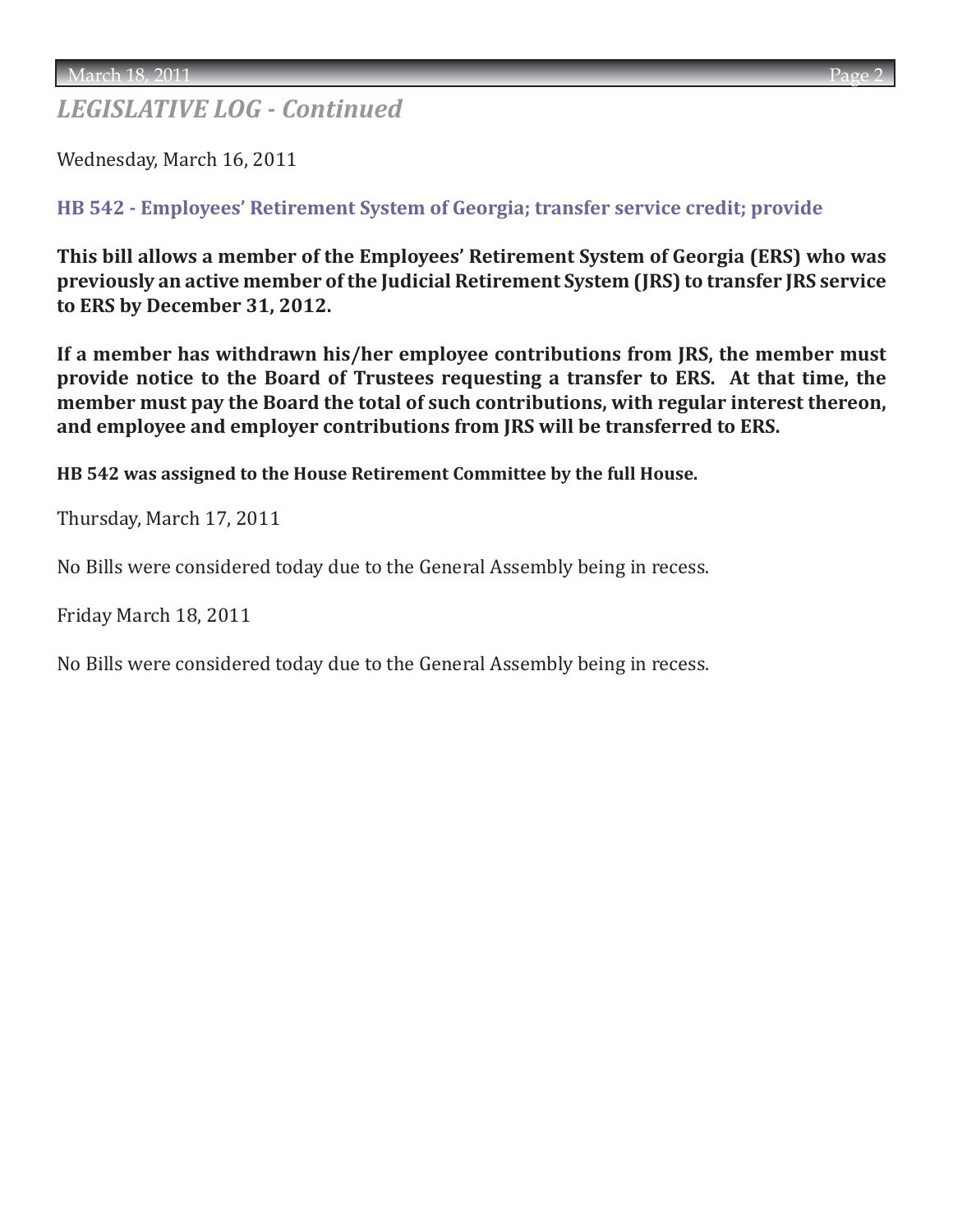## *LEGISLATIVE LOG - Continued*

Wednesday, March 16, 2011

### HB 542 - Employees' Retirement System of Georgia; transfer service credit; provide

**This bill allows a member of the Employees' Retirement System of Georgia (ERS) who was previously an active member of the Judicial Retirement System (JRS) to transfer JRS service to ERS by December 31, 2012.**

**If a member has withdrawn his/her employee contributions from JRS, the member must provide notice to the Board of Trustees requesting a transfer to ERS. At that time, the member must pay the Board the total of such contributions, with regular interest thereon, and employee and employer contributions from JRS will be transferred to ERS.**

**HB 542 was assigned to the House Retirement Committee by the full House.**

Thursday, March 17, 2011

No Bills were considered today due to the General Assembly being in recess.

Friday March 18, 2011

No Bills were considered today due to the General Assembly being in recess.